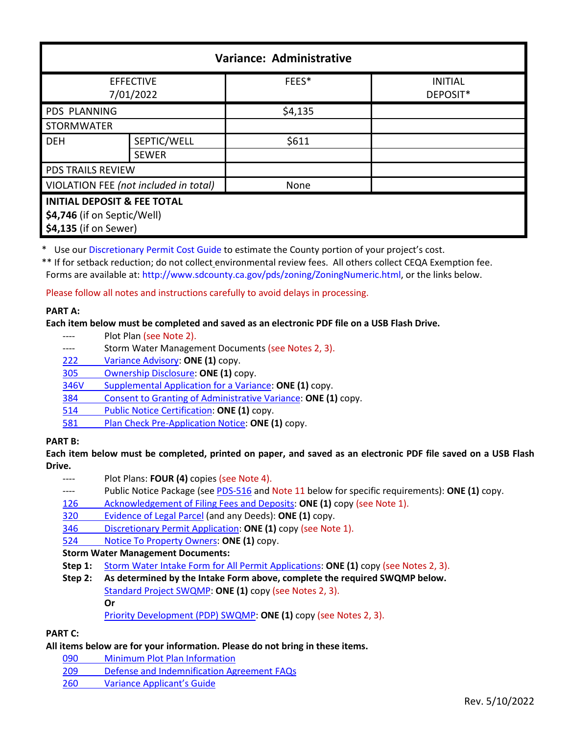| Variance: Administrative | | | |
|---|---|---|---|
| EFFECTIVE 7/01/2022 | | FEES* | INITIAL DEPOSIT* |
| PDS PLANNING | | $4,135 | |
| STORMWATER | | | |
| DEH | SEPTIC/WELL | $611 | |
| | SEWER | | |
| PDS TRAILS REVIEW | | | |
| VIOLATION FEE *(not included in total)* | | None | |
| **INITIAL DEPOSIT & FEE TOTAL** **$4,746** (if on Septic/Well) **$4,135** (if on Sewer) | | | |

\* Use our Discretionary Permit Cost Guide to estimate the County portion of your project's cost.

\*\* If for setback reduction; do not collect environmental review fees. All others collect CEQA Exemption fee. Forms are available at: http://www.sdcounty.ca.gov/pds/zoning/ZoningNumeric.html, or the links below.

Please follow all notes and instructions carefully to avoid delays in processing.

**PART A:**

**Each item below must be completed and saved as an electronic PDF file on a USB Flash Drive.**

- ---- Plot Plan (see Note 2).
- ---- Storm Water Management Documents (see Notes 2, 3).
- 222 Variance Advisory: **ONE (1)** copy.
- 305 Ownership Disclosure: **ONE (1)** copy.
- 346V Supplemental Application for a Variance: **ONE (1)** copy.
- 384 Consent to Granting of Administrative Variance: **ONE (1)** copy.
- 514 Public Notice Certification: **ONE (1)** copy.
- 581 Plan Check Pre-Application Notice: **ONE (1)** copy.

**PART B:**

**Each item below must be completed, printed on paper, and saved as an electronic PDF file saved on a USB Flash Drive.**

- ---- Plot Plans: **FOUR (4)** copies (see Note 4).
- ---- Public Notice Package (see PDS-516 and Note 11 below for specific requirements): **ONE (1)** copy.
- 126 Acknowledgement of Filing Fees and Deposits: **ONE (1)** copy (see Note 1).
- 320 Evidence of Legal Parcel (and any Deeds): **ONE (1)** copy.
- 346 Discretionary Permit Application: **ONE (1)** copy (see Note 1).
- 524 Notice To Property Owners: **ONE (1)** copy.

**Storm Water Management Documents:**

**Step 1:** Storm Water Intake Form for All Permit Applications: **ONE (1)** copy (see Notes 2, 3).

**Step 2:** **As determined by the Intake Form above, complete the required SWQMP below.**

Standard Project SWQMP: **ONE (1)** copy (see Notes 2, 3).

**Or**

Priority Development (PDP) SWQMP: **ONE (1)** copy (see Notes 2, 3).

**PART C:**

**All items below are for your information. Please do not bring in these items.**

- 090 Minimum Plot Plan Information
- 209 Defense and Indemnification Agreement FAQs
- 260 Variance Applicant's Guide

Rev. 5/10/2022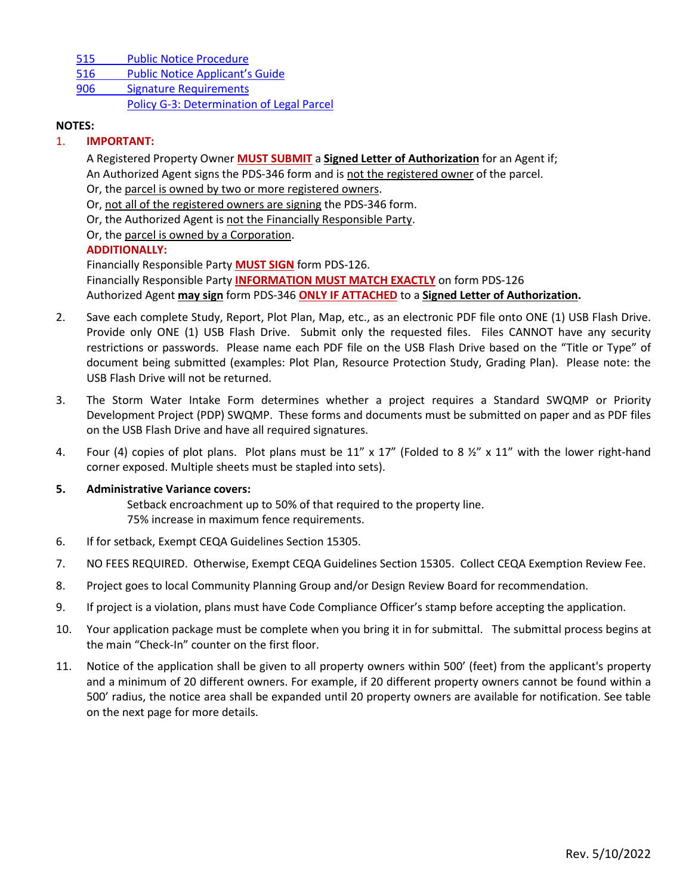[515 Public Notice Procedure](#)
[516 Public Notice Applicant's Guide](#)
[906 Signature Requirements](#)
[Policy G-3: Determination of Legal Parcel](#)

**NOTES:**

1. **IMPORTANT:**

   A Registered Property Owner **MUST SUBMIT** a **Signed Letter of Authorization** for an Agent if;
   An Authorized Agent signs the PDS-346 form and is not the registered owner of the parcel.
   Or, the parcel is owned by two or more registered owners.
   Or, not all of the registered owners are signing the PDS-346 form.
   Or, the Authorized Agent is not the Financially Responsible Party.
   Or, the parcel is owned by a Corporation.

   **ADDITIONALLY:**
   Financially Responsible Party **MUST SIGN** form PDS-126.
   Financially Responsible Party **INFORMATION MUST MATCH EXACTLY** on form PDS-126
   Authorized Agent **may sign** form PDS-346 **ONLY IF ATTACHED** to a **Signed Letter of Authorization.**

2. Save each complete Study, Report, Plot Plan, Map, etc., as an electronic PDF file onto ONE (1) USB Flash Drive. Provide only ONE (1) USB Flash Drive. Submit only the requested files. Files CANNOT have any security restrictions or passwords. Please name each PDF file on the USB Flash Drive based on the "Title or Type" of document being submitted (examples: Plot Plan, Resource Protection Study, Grading Plan). Please note: the USB Flash Drive will not be returned.

3. The Storm Water Intake Form determines whether a project requires a Standard SWQMP or Priority Development Project (PDP) SWQMP. These forms and documents must be submitted on paper and as PDF files on the USB Flash Drive and have all required signatures.

4. Four (4) copies of plot plans. Plot plans must be 11" x 17" (Folded to 8 ½" x 11" with the lower right-hand corner exposed. Multiple sheets must be stapled into sets).

5. **Administrative Variance covers:**
   Setback encroachment up to 50% of that required to the property line.
   75% increase in maximum fence requirements.

6. If for setback, Exempt CEQA Guidelines Section 15305.

7. NO FEES REQUIRED. Otherwise, Exempt CEQA Guidelines Section 15305. Collect CEQA Exemption Review Fee.

8. Project goes to local Community Planning Group and/or Design Review Board for recommendation.

9. If project is a violation, plans must have Code Compliance Officer's stamp before accepting the application.

10. Your application package must be complete when you bring it in for submittal. The submittal process begins at the main "Check-In" counter on the first floor.

11. Notice of the application shall be given to all property owners within 500' (feet) from the applicant's property and a minimum of 20 different owners. For example, if 20 different property owners cannot be found within a 500' radius, the notice area shall be expanded until 20 property owners are available for notification. See table on the next page for more details.

Rev. 5/10/2022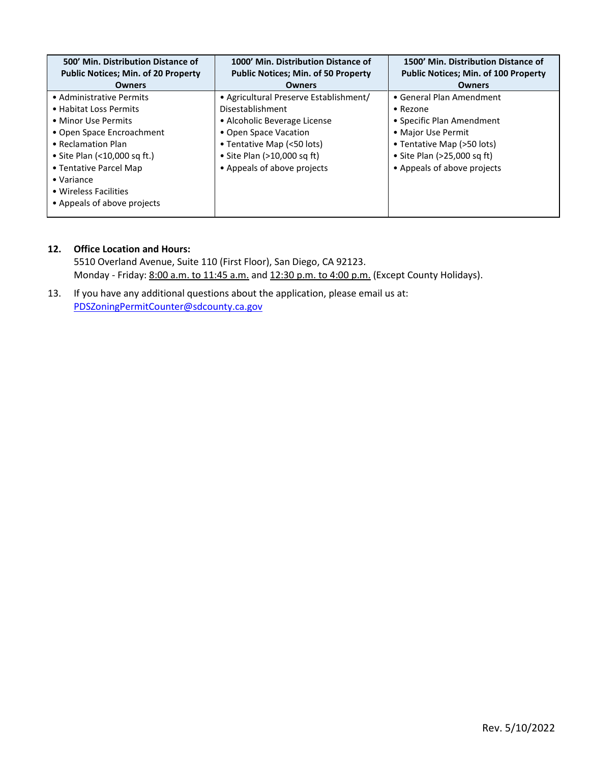| 500' Min. Distribution Distance of Public Notices; Min. of 20 Property Owners | 1000' Min. Distribution Distance of Public Notices; Min. of 50 Property Owners | 1500' Min. Distribution Distance of Public Notices; Min. of 100 Property Owners |
| --- | --- | --- |
| • Administrative Permits<br>• Habitat Loss Permits<br>• Minor Use Permits<br>• Open Space Encroachment<br>• Reclamation Plan<br>• Site Plan (<10,000 sq ft.)<br>• Tentative Parcel Map<br>• Variance<br>• Wireless Facilities<br>• Appeals of above projects | • Agricultural Preserve Establishment/ Disestablishment<br>• Alcoholic Beverage License<br>• Open Space Vacation<br>• Tentative Map (<50 lots)<br>• Site Plan (>10,000 sq ft)<br>• Appeals of above projects | • General Plan Amendment<br>• Rezone<br>• Specific Plan Amendment<br>• Major Use Permit<br>• Tentative Map (>50 lots)<br>• Site Plan (>25,000 sq ft)<br>• Appeals of above projects |

12. **Office Location and Hours:**
    5510 Overland Avenue, Suite 110 (First Floor), San Diego, CA 92123.
    Monday - Friday: 8:00 a.m. to 11:45 a.m. and 12:30 p.m. to 4:00 p.m. (Except County Holidays).

13. If you have any additional questions about the application, please email us at:
    PDSZoningPermitCounter@sdcounty.ca.gov

Rev. 5/10/2022